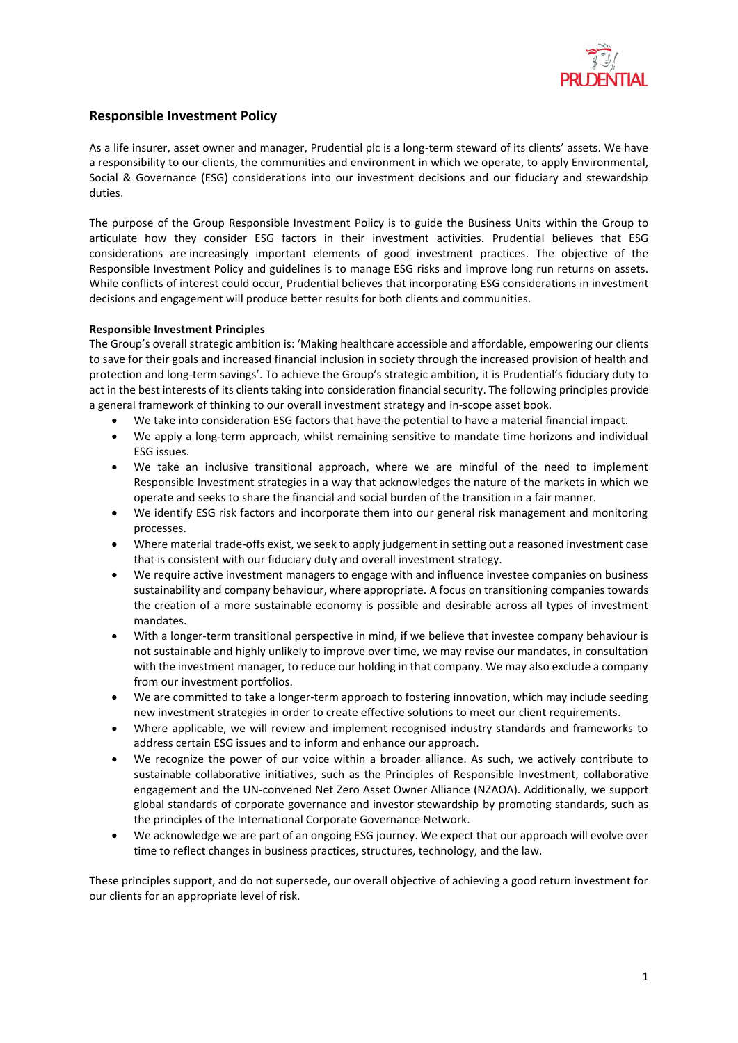## Responsible Investment Policy

As a life insurer, asset owner and manager, Prudential plc is a long-term steward of its clients' assets. We have a responsibility to our clients, the communities and environment in which we operate, to apply Environmental, Social & Governance (ESG) considerations into our investment decisions and our fiduciary and stewardship duties.

The purpose of the Group Responsible Investment Policy is to guide the Business Units within the Group to articulate how they consider ESG factors in their investment activities. Prudential believes that ESG considerations are increasingly important elements of good investment practices. The objective of the Responsible Investment Policy and guidelines is to manage ESG risks and improve long run returns on assets. While conflicts of interest could occur, Prudential believes that incorporating ESG considerations in investment decisions and engagement will produce better results for both clients and communities.

**Responsible Investment Principles**

The Group's overall strategic ambition is: 'Making healthcare accessible and affordable, empowering our clients to save for their goals and increased financial inclusion in society through the increased provision of health and protection and long-term savings'. To achieve the Group's strategic ambition, it is Prudential's fiduciary duty to act in the best interests of its clients taking into consideration financial security. The following principles provide a general framework of thinking to our overall investment strategy and in-scope asset book.

- We take into consideration ESG factors that have the potential to have a material financial impact.
- We apply a long-term approach, whilst remaining sensitive to mandate time horizons and individual ESG issues.
- We take an inclusive transitional approach, where we are mindful of the need to implement Responsible Investment strategies in a way that acknowledges the nature of the markets in which we operate and seeks to share the financial and social burden of the transition in a fair manner.
- We identify ESG risk factors and incorporate them into our general risk management and monitoring processes.
- Where material trade-offs exist, we seek to apply judgement in setting out a reasoned investment case that is consistent with our fiduciary duty and overall investment strategy.
- We require active investment managers to engage with and influence investee companies on business sustainability and company behaviour, where appropriate. A focus on transitioning companies towards the creation of a more sustainable economy is possible and desirable across all types of investment mandates.
- With a longer-term transitional perspective in mind, if we believe that investee company behaviour is not sustainable and highly unlikely to improve over time, we may revise our mandates, in consultation with the investment manager, to reduce our holding in that company. We may also exclude a company from our investment portfolios.
- We are committed to take a longer-term approach to fostering innovation, which may include seeding new investment strategies in order to create effective solutions to meet our client requirements.
- Where applicable, we will review and implement recognised industry standards and frameworks to address certain ESG issues and to inform and enhance our approach.
- We recognize the power of our voice within a broader alliance. As such, we actively contribute to sustainable collaborative initiatives, such as the Principles of Responsible Investment, collaborative engagement and the UN-convened Net Zero Asset Owner Alliance (NZAOA). Additionally, we support global standards of corporate governance and investor stewardship by promoting standards, such as the principles of the International Corporate Governance Network.
- We acknowledge we are part of an ongoing ESG journey. We expect that our approach will evolve over time to reflect changes in business practices, structures, technology, and the law.

These principles support, and do not supersede, our overall objective of achieving a good return investment for our clients for an appropriate level of risk.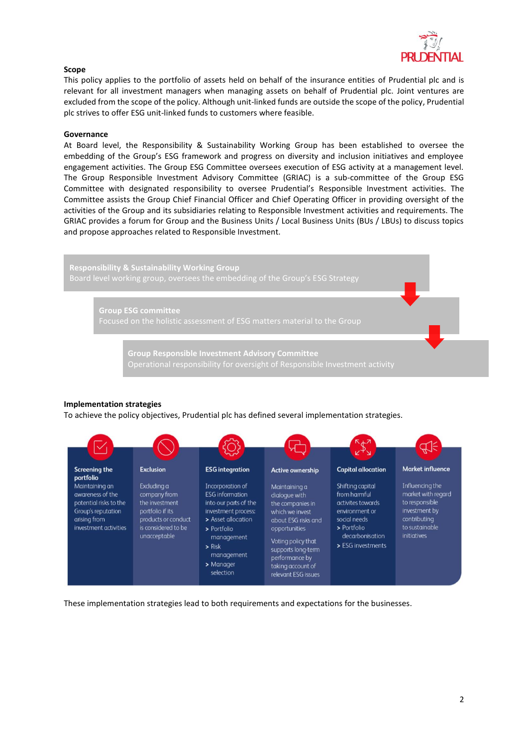**Scope**

This policy applies to the portfolio of assets held on behalf of the insurance entities of Prudential plc and is relevant for all investment managers when managing assets on behalf of Prudential plc. Joint ventures are excluded from the scope of the policy. Although unit-linked funds are outside the scope of the policy, Prudential plc strives to offer ESG unit-linked funds to customers where feasible.

**Governance**

At Board level, the Responsibility & Sustainability Working Group has been established to oversee the embedding of the Group's ESG framework and progress on diversity and inclusion initiatives and employee engagement activities. The Group ESG Committee oversees execution of ESG activity at a management level. The Group Responsible Investment Advisory Committee (GRIAC) is a sub-committee of the Group ESG Committee with designated responsibility to oversee Prudential's Responsible Investment activities. The Committee assists the Group Chief Financial Officer and Chief Operating Officer in providing oversight of the activities of the Group and its subsidiaries relating to Responsible Investment activities and requirements. The GRIAC provides a forum for Group and the Business Units / Local Business Units (BUs / LBUs) to discuss topics and propose approaches related to Responsible Investment.

**Responsibility & Sustainability Working Group**
Board level working group, oversees the embedding of the Group's ESG Strategy

**Group ESG committee**
Focused on the holistic assessment of ESG matters material to the Group

**Group Responsible Investment Advisory Committee**
Operational responsibility for oversight of Responsible Investment activity

**Implementation strategies**

To achieve the policy objectives, Prudential plc has defined several implementation strategies.

| Screening the portfolio | Exclusion | ESG integration | Active ownership | Capital allocation | Market influence |
|---|---|---|---|---|---|
| Maintaining an awareness of the potential risks to the Group's reputation arising from investment activities | Excluding a company from the investment portfolio if its products or conduct is considered to be unacceptable | Incorporation of ESG information into our parts of the investment process: > Asset allocation > Portfolio management > Risk management > Manager selection | Maintaining a dialogue with the companies in which we invest about ESG risks and opportunities. Voting policy that supports long-term performance by taking account of relevant ESG issues | Shifting capital from harmful activites towards environment or social needs > Portfolio decarbonisation > ESG investments | Influencing the market with regard to responsible investment by contributing to sustainable initiatives |

These implementation strategies lead to both requirements and expectations for the businesses.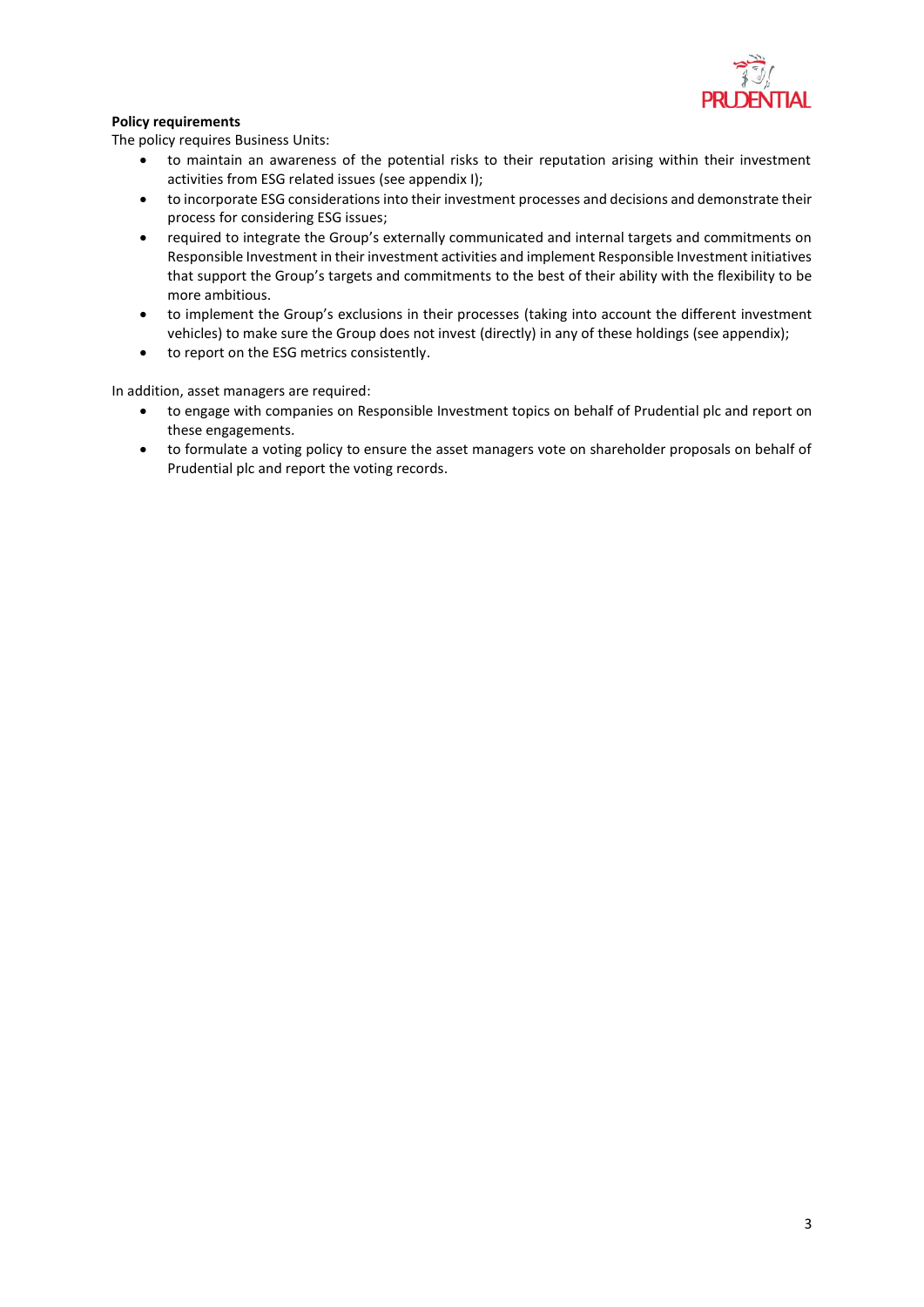**Policy requirements**

The policy requires Business Units:

- to maintain an awareness of the potential risks to their reputation arising within their investment activities from ESG related issues (see appendix I);
- to incorporate ESG considerations into their investment processes and decisions and demonstrate their process for considering ESG issues;
- required to integrate the Group's externally communicated and internal targets and commitments on Responsible Investment in their investment activities and implement Responsible Investment initiatives that support the Group's targets and commitments to the best of their ability with the flexibility to be more ambitious.
- to implement the Group's exclusions in their processes (taking into account the different investment vehicles) to make sure the Group does not invest (directly) in any of these holdings (see appendix);
- to report on the ESG metrics consistently.

In addition, asset managers are required:

- to engage with companies on Responsible Investment topics on behalf of Prudential plc and report on these engagements.
- to formulate a voting policy to ensure the asset managers vote on shareholder proposals on behalf of Prudential plc and report the voting records.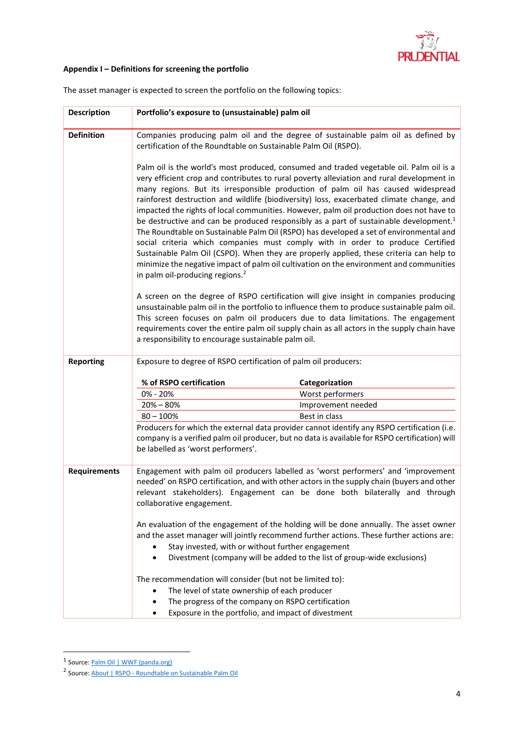**Appendix I – Definitions for screening the portfolio**

The asset manager is expected to screen the portfolio on the following topics:

| **Description** | **Portfolio's exposure to (unsustainable) palm oil** |
|---|---|
| **Definition** | Companies producing palm oil and the degree of sustainable palm oil as defined by certification of the Roundtable on Sustainable Palm Oil (RSPO).<br><br>Palm oil is the world's most produced, consumed and traded vegetable oil. Palm oil is a very efficient crop and contributes to rural poverty alleviation and rural development in many regions. But its irresponsible production of palm oil has caused widespread rainforest destruction and wildlife (biodiversity) loss, exacerbated climate change, and impacted the rights of local communities. However, palm oil production does not have to be destructive and can be produced responsibly as a part of sustainable development.[1] The Roundtable on Sustainable Palm Oil (RSPO) has developed a set of environmental and social criteria which companies must comply with in order to produce Certified Sustainable Palm Oil (CSPO). When they are properly applied, these criteria can help to minimize the negative impact of palm oil cultivation on the environment and communities in palm oil-producing regions.[2]<br><br>A screen on the degree of RSPO certification will give insight in companies producing unsustainable palm oil in the portfolio to influence them to produce sustainable palm oil. This screen focuses on palm oil producers due to data limitations. The engagement requirements cover the entire palm oil supply chain as all actors in the supply chain have a responsibility to encourage sustainable palm oil. |
| **Reporting** | Exposure to degree of RSPO certification of palm oil producers:<br><br>**% of RSPO certification** — **Categorization**<br>0% - 20% — Worst performers<br>20% – 80% — Improvement needed<br>80 – 100% — Best in class<br><br>Producers for which the external data provider cannot identify any RSPO certification (i.e. company is a verified palm oil producer, but no data is available for RSPO certification) will be labelled as 'worst performers'. |
| **Requirements** | Engagement with palm oil producers labelled as 'worst performers' and 'improvement needed' on RSPO certification, and with other actors in the supply chain (buyers and other relevant stakeholders). Engagement can be done both bilaterally and through collaborative engagement.<br><br>An evaluation of the engagement of the holding will be done annually. The asset owner and the asset manager will jointly recommend further actions. These further actions are:<br>• Stay invested, with or without further engagement<br>• Divestment (company will be added to the list of group-wide exclusions)<br><br>The recommendation will consider (but not be limited to):<br>• The level of state ownership of each producer<br>• The progress of the company on RSPO certification<br>• Exposure in the portfolio, and impact of divestment |

[1] Source: Palm Oil | WWF (panda.org)

[2] Source: About | RSPO - Roundtable on Sustainable Palm Oil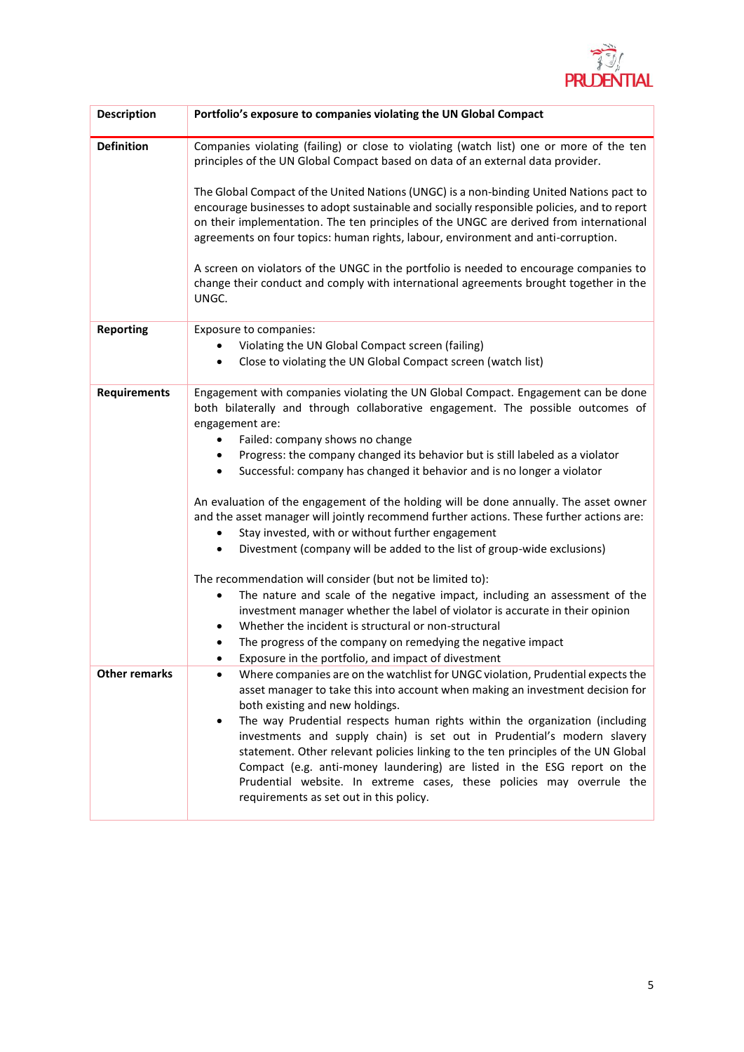| Description | Portfolio's exposure to companies violating the UN Global Compact |
|---|---|
| **Definition** | Companies violating (failing) or close to violating (watch list) one or more of the ten principles of the UN Global Compact based on data of an external data provider.<br><br>The Global Compact of the United Nations (UNGC) is a non-binding United Nations pact to encourage businesses to adopt sustainable and socially responsible policies, and to report on their implementation. The ten principles of the UNGC are derived from international agreements on four topics: human rights, labour, environment and anti-corruption.<br><br>A screen on violators of the UNGC in the portfolio is needed to encourage companies to change their conduct and comply with international agreements brought together in the UNGC. |
| **Reporting** | Exposure to companies:<br>• Violating the UN Global Compact screen (failing)<br>• Close to violating the UN Global Compact screen (watch list) |
| **Requirements** | Engagement with companies violating the UN Global Compact. Engagement can be done both bilaterally and through collaborative engagement. The possible outcomes of engagement are:<br>• Failed: company shows no change<br>• Progress: the company changed its behavior but is still labeled as a violator<br>• Successful: company has changed it behavior and is no longer a violator<br><br>An evaluation of the engagement of the holding will be done annually. The asset owner and the asset manager will jointly recommend further actions. These further actions are:<br>• Stay invested, with or without further engagement<br>• Divestment (company will be added to the list of group-wide exclusions)<br><br>The recommendation will consider (but not be limited to):<br>• The nature and scale of the negative impact, including an assessment of the investment manager whether the label of violator is accurate in their opinion<br>• Whether the incident is structural or non-structural<br>• The progress of the company on remedying the negative impact<br>• Exposure in the portfolio, and impact of divestment |
| **Other remarks** | • Where companies are on the watchlist for UNGC violation, Prudential expects the asset manager to take this into account when making an investment decision for both existing and new holdings.<br>• The way Prudential respects human rights within the organization (including investments and supply chain) is set out in Prudential's modern slavery statement. Other relevant policies linking to the ten principles of the UN Global Compact (e.g. anti-money laundering) are listed in the ESG report on the Prudential website. In extreme cases, these policies may overrule the requirements as set out in this policy. |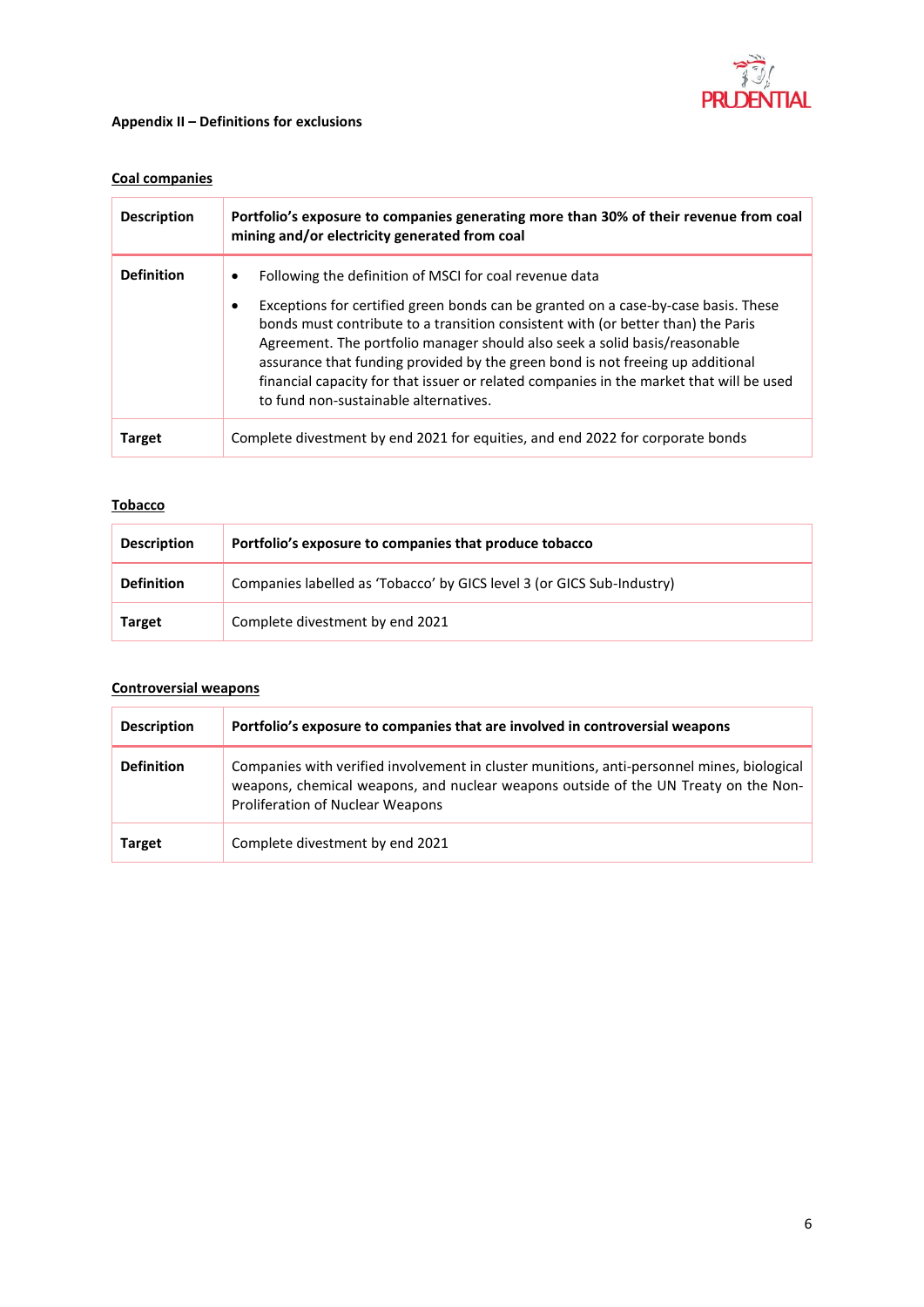## Appendix II – Definitions for exclusions

### Coal companies

| | |
|---|---|
| **Description** | **Portfolio's exposure to companies generating more than 30% of their revenue from coal mining and/or electricity generated from coal** |
| **Definition** | • Following the definition of MSCI for coal revenue data<br>• Exceptions for certified green bonds can be granted on a case-by-case basis. These bonds must contribute to a transition consistent with (or better than) the Paris Agreement. The portfolio manager should also seek a solid basis/reasonable assurance that funding provided by the green bond is not freeing up additional financial capacity for that issuer or related companies in the market that will be used to fund non-sustainable alternatives. |
| **Target** | Complete divestment by end 2021 for equities, and end 2022 for corporate bonds |

### Tobacco

| | |
|---|---|
| **Description** | **Portfolio's exposure to companies that produce tobacco** |
| **Definition** | Companies labelled as 'Tobacco' by GICS level 3 (or GICS Sub-Industry) |
| **Target** | Complete divestment by end 2021 |

### Controversial weapons

| | |
|---|---|
| **Description** | **Portfolio's exposure to companies that are involved in controversial weapons** |
| **Definition** | Companies with verified involvement in cluster munitions, anti-personnel mines, biological weapons, chemical weapons, and nuclear weapons outside of the UN Treaty on the Non-Proliferation of Nuclear Weapons |
| **Target** | Complete divestment by end 2021 |